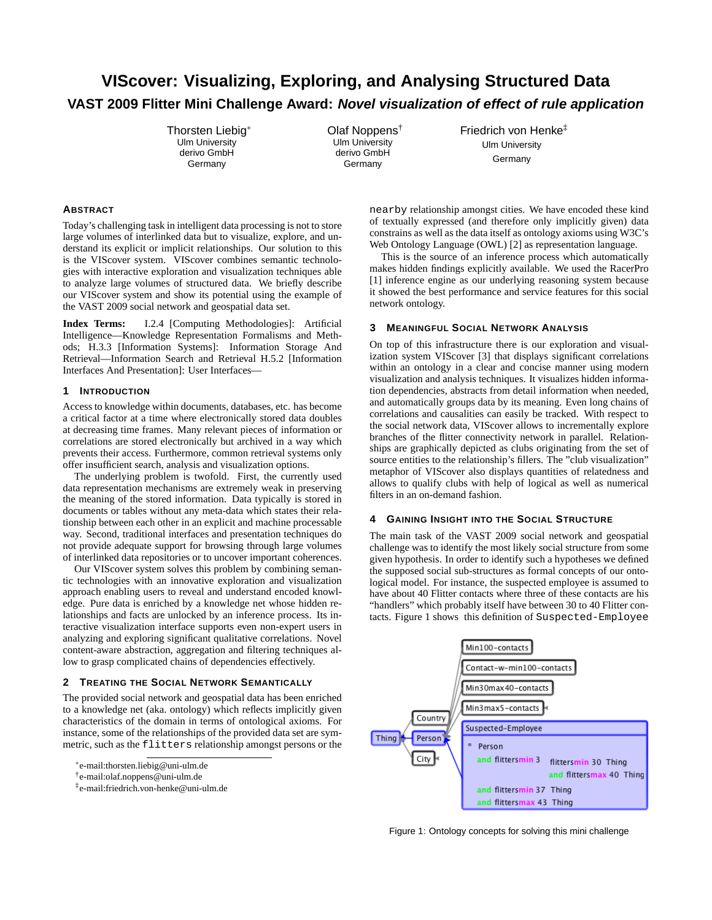# VIScover: Visualizing, Exploring, and Analysing Structured Data

## VAST 2009 Flitter Mini Challenge Award: *Novel visualization of effect of rule application*

Thorsten Liebig[*]
Ulm University
derivo GmbH
Germany

Olaf Noppens[†]
Ulm University
derivo GmbH
Germany

Friedrich von Henke[‡]
Ulm University
Germany

### Abstract

Today's challenging task in intelligent data processing is not to store large volumes of interlinked data but to visualize, explore, and understand its explicit or implicit relationships. Our solution to this is the VIScover system. VIScover combines semantic technologies with interactive exploration and visualization techniques able to analyze large volumes of structured data. We briefly describe our VIScover system and show its potential using the example of the VAST 2009 social network and geospatial data set.

**Index Terms:** I.2.4 [Computing Methodologies]: Artificial Intelligence—Knowledge Representation Formalisms and Methods; H.3.3 [Information Systems]: Information Storage And Retrieval—Information Search and Retrieval H.5.2 [Information Interfaces And Presentation]: User Interfaces—

### 1 Introduction

Access to knowledge within documents, databases, etc. has become a critical factor at a time where electronically stored data doubles at decreasing time frames. Many relevant pieces of information or correlations are stored electronically but archived in a way which prevents their access. Furthermore, common retrieval systems only offer insufficient search, analysis and visualization options.

The underlying problem is twofold. First, the currently used data representation mechanisms are extremely weak in preserving the meaning of the stored information. Data typically is stored in documents or tables without any meta-data which states their relationship between each other in an explicit and machine processable way. Second, traditional interfaces and presentation techniques do not provide adequate support for browsing through large volumes of interlinked data repositories or to uncover important coherences.

Our VIScover system solves this problem by combining semantic technologies with an innovative exploration and visualization approach enabling users to reveal and understand encoded knowledge. Pure data is enriched by a knowledge net whose hidden relationships and facts are unlocked by an inference process. Its interactive visualization interface supports even non-expert users in analyzing and exploring significant qualitative correlations. Novel content-aware abstraction, aggregation and filtering techniques allow to grasp complicated chains of dependencies effectively.

### 2 Treating the Social Network Semantically

The provided social network and geospatial data has been enriched to a knowledge net (aka. ontology) which reflects implicitly given characteristics of the domain in terms of ontological axioms. For instance, some of the relationships of the provided data set are symmetric, such as the `flitters` relationship amongst persons or the `nearby` relationship amongst cities. We have encoded these kind of textually expressed (and therefore only implicitly given) data constrains as well as the data itself as ontology axioms using W3C's Web Ontology Language (OWL) [2] as representation language.

This is the source of an inference process which automatically makes hidden findings explicitly available. We used the RacerPro [1] inference engine as our underlying reasoning system because it showed the best performance and service features for this social network ontology.

### 3 Meaningful Social Network Analysis

On top of this infrastructure there is our exploration and visualization system VIScover [3] that displays significant correlations within an ontology in a clear and concise manner using modern visualization and analysis techniques. It visualizes hidden information dependencies, abstracts from detail information when needed, and automatically groups data by its meaning. Even long chains of correlations and causalities can easily be tracked. With respect to the social network data, VIScover allows to incrementally explore branches of the flitter connectivity network in parallel. Relationships are graphically depicted as clubs originating from the set of source entities to the relationship's fillers. The "club visualization" metaphor of VIScover also displays quantities of relatedness and allows to qualify clubs with help of logical as well as numerical filters in an on-demand fashion.

### 4 Gaining Insight into the Social Structure

The main task of the VAST 2009 social network and geospatial challenge was to identify the most likely social structure from some given hypothesis. In order to identify such a hypotheses we defined the supposed social sub-structures as formal concepts of our ontological model. For instance, the suspected employee is assumed to have about 40 Flitter contacts where three of these contacts are his "handlers" which probably itself have between 30 to 40 Flitter contacts. Figure 1 shows this definition of `Suspected-Employee`

Figure 1: Ontology concepts for solving this mini challenge

---

[*] e-mail:thorsten.liebig@uni-ulm.de
[†] e-mail:olaf.noppens@uni-ulm.de
[‡] e-mail:friedrich.von-henke@uni-ulm.de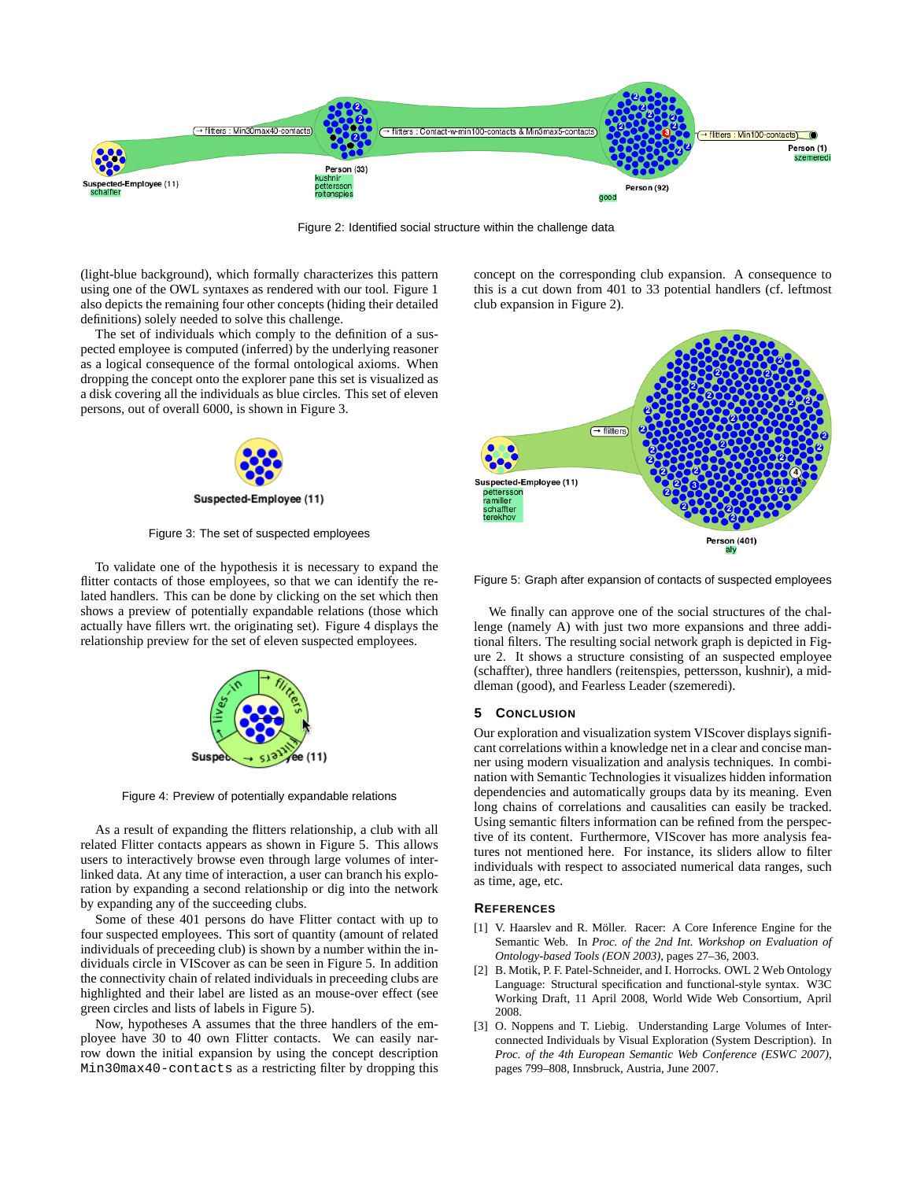Figure 2: Identified social structure within the challenge data

(light-blue background), which formally characterizes this pattern using one of the OWL syntaxes as rendered with our tool. Figure 1 also depicts the remaining four other concepts (hiding their detailed definitions) solely needed to solve this challenge.

The set of individuals which comply to the definition of a suspected employee is computed (inferred) by the underlying reasoner as a logical consequence of the formal ontological axioms. When dropping the concept onto the explorer pane this set is visualized as a disk covering all the individuals as blue circles. This set of eleven persons, out of overall 6000, is shown in Figure 3.

Figure 3: The set of suspected employees

To validate one of the hypothesis it is necessary to expand the flitter contacts of those employees, so that we can identify the related handlers. This can be done by clicking on the set which then shows a preview of potentially expandable relations (those which actually have fillers wrt. the originating set). Figure 4 displays the relationship preview for the set of eleven suspected employees.

Figure 4: Preview of potentially expandable relations

As a result of expanding the flitters relationship, a club with all related Flitter contacts appears as shown in Figure 5. This allows users to interactively browse even through large volumes of interlinked data. At any time of interaction, a user can branch his exploration by expanding a second relationship or dig into the network by expanding any of the succeeding clubs.

Some of these 401 persons do have Flitter contact with up to four suspected employees. This sort of quantity (amount of related individuals of preceeding club) is shown by a number within the individuals circle in VIScover as can be seen in Figure 5. In addition the connectivity chain of related individuals in preceeding clubs are highlighted and their label are listed as an mouse-over effect (see green circles and lists of labels in Figure 5).

Now, hypotheses A assumes that the three handlers of the employee have 30 to 40 own Flitter contacts. We can easily narrow down the initial expansion by using the concept description `Min30max40-contacts` as a restricting filter by dropping this concept on the corresponding club expansion. A consequence to this is a cut down from 401 to 33 potential handlers (cf. leftmost club expansion in Figure 2).

Figure 5: Graph after expansion of contacts of suspected employees

We finally can approve one of the social structures of the challenge (namely A) with just two more expansions and three additional filters. The resulting social network graph is depicted in Figure 2. It shows a structure consisting of an suspected employee (schaffter), three handlers (reitenspies, pettersson, kushnir), a middleman (good), and Fearless Leader (szemeredi).

## 5 Conclusion

Our exploration and visualization system VIScover displays significant correlations within a knowledge net in a clear and concise manner using modern visualization and analysis techniques. In combination with Semantic Technologies it visualizes hidden information dependencies and automatically groups data by its meaning. Even long chains of correlations and causalities can easily be tracked. Using semantic filters information can be refined from the perspective of its content. Furthermore, VIScover has more analysis features not mentioned here. For instance, its sliders allow to filter individuals with respect to associated numerical data ranges, such as time, age, etc.

## References

[1] V. Haarslev and R. Möller. Racer: A Core Inference Engine for the Semantic Web. In *Proc. of the 2nd Int. Workshop on Evaluation of Ontology-based Tools (EON 2003)*, pages 27–36, 2003.

[2] B. Motik, P. F. Patel-Schneider, and I. Horrocks. OWL 2 Web Ontology Language: Structural specification and functional-style syntax. W3C Working Draft, 11 April 2008, World Wide Web Consortium, April 2008.

[3] O. Noppens and T. Liebig. Understanding Large Volumes of Interconnected Individuals by Visual Exploration (System Description). In *Proc. of the 4th European Semantic Web Conference (ESWC 2007)*, pages 799–808, Innsbruck, Austria, June 2007.